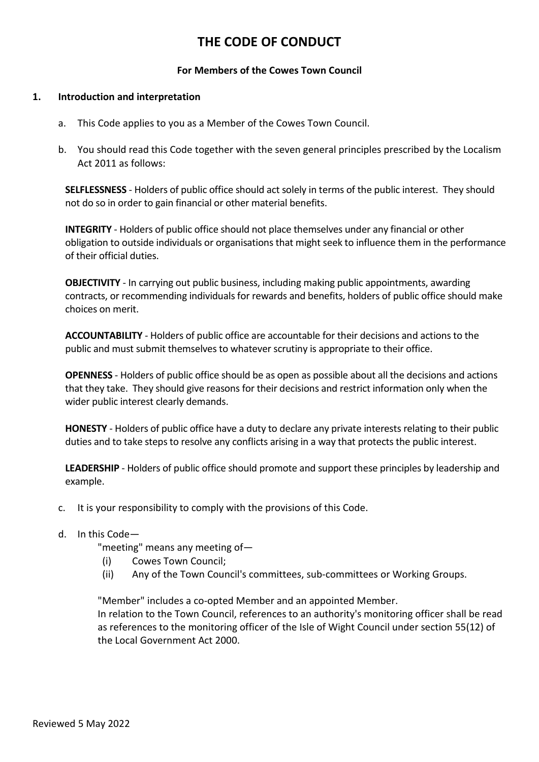# THE CODE OF CONDUCT

**For Members of the Cowes Town Council**

## 1. Introduction and interpretation

a. This Code applies to you as a Member of the Cowes Town Council.

b. You should read this Code together with the seven general principles prescribed by the Localism Act 2011 as follows:

**SELFLESSNESS** - Holders of public office should act solely in terms of the public interest. They should not do so in order to gain financial or other material benefits.

**INTEGRITY** - Holders of public office should not place themselves under any financial or other obligation to outside individuals or organisations that might seek to influence them in the performance of their official duties.

**OBJECTIVITY** - In carrying out public business, including making public appointments, awarding contracts, or recommending individuals for rewards and benefits, holders of public office should make choices on merit.

**ACCOUNTABILITY** - Holders of public office are accountable for their decisions and actions to the public and must submit themselves to whatever scrutiny is appropriate to their office.

**OPENNESS** - Holders of public office should be as open as possible about all the decisions and actions that they take. They should give reasons for their decisions and restrict information only when the wider public interest clearly demands.

**HONESTY** - Holders of public office have a duty to declare any private interests relating to their public duties and to take steps to resolve any conflicts arising in a way that protects the public interest.

**LEADERSHIP** - Holders of public office should promote and support these principles by leadership and example.

c. It is your responsibility to comply with the provisions of this Code.

d. In this Code—

"meeting" means any meeting of—

(i) Cowes Town Council;
(ii) Any of the Town Council's committees, sub-committees or Working Groups.

"Member" includes a co-opted Member and an appointed Member.

In relation to the Town Council, references to an authority's monitoring officer shall be read as references to the monitoring officer of the Isle of Wight Council under section 55(12) of the Local Government Act 2000.

Reviewed 5 May 2022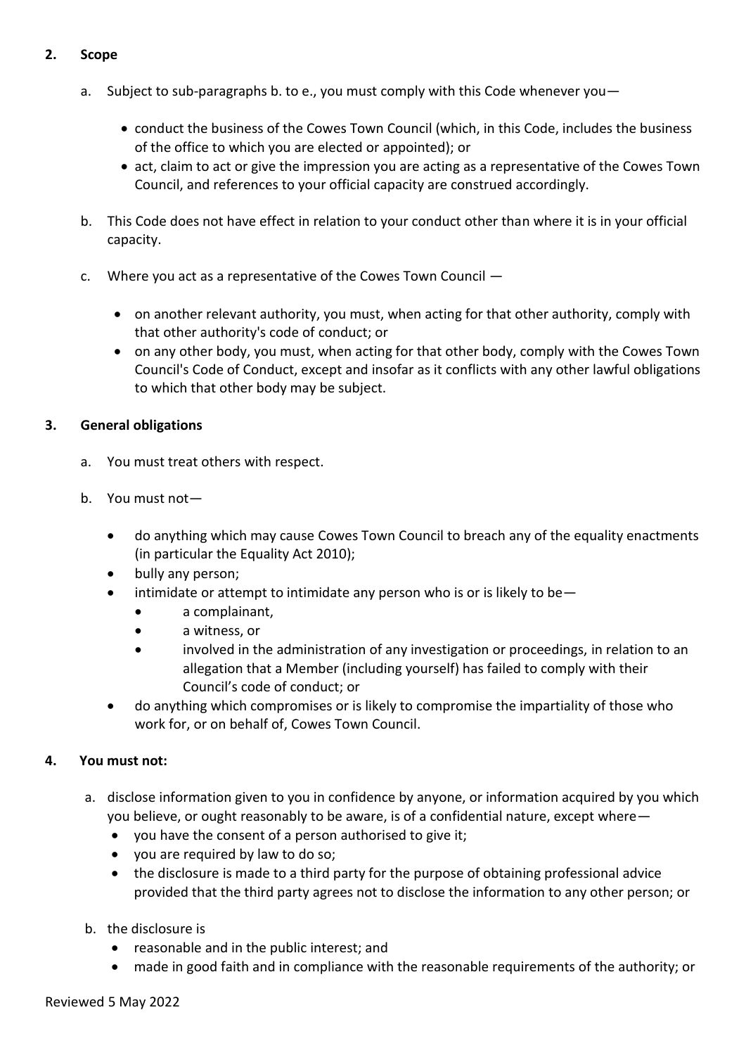## 2. Scope

a. Subject to sub-paragraphs b. to e., you must comply with this Code whenever you—

- conduct the business of the Cowes Town Council (which, in this Code, includes the business of the office to which you are elected or appointed); or
- act, claim to act or give the impression you are acting as a representative of the Cowes Town Council, and references to your official capacity are construed accordingly.

b. This Code does not have effect in relation to your conduct other than where it is in your official capacity.

c. Where you act as a representative of the Cowes Town Council —

- on another relevant authority, you must, when acting for that other authority, comply with that other authority's code of conduct; or
- on any other body, you must, when acting for that other body, comply with the Cowes Town Council's Code of Conduct, except and insofar as it conflicts with any other lawful obligations to which that other body may be subject.

## 3. General obligations

a. You must treat others with respect.

b. You must not—

- do anything which may cause Cowes Town Council to breach any of the equality enactments (in particular the Equality Act 2010);
- bully any person;
- intimidate or attempt to intimidate any person who is or is likely to be—
  - a complainant,
  - a witness, or
  - involved in the administration of any investigation or proceedings, in relation to an allegation that a Member (including yourself) has failed to comply with their Council's code of conduct; or
- do anything which compromises or is likely to compromise the impartiality of those who work for, or on behalf of, Cowes Town Council.

## 4. You must not:

a. disclose information given to you in confidence by anyone, or information acquired by you which you believe, or ought reasonably to be aware, is of a confidential nature, except where—
   - you have the consent of a person authorised to give it;
   - you are required by law to do so;
   - the disclosure is made to a third party for the purpose of obtaining professional advice provided that the third party agrees not to disclose the information to any other person; or

b. the disclosure is
   - reasonable and in the public interest; and
   - made in good faith and in compliance with the reasonable requirements of the authority; or

Reviewed 5 May 2022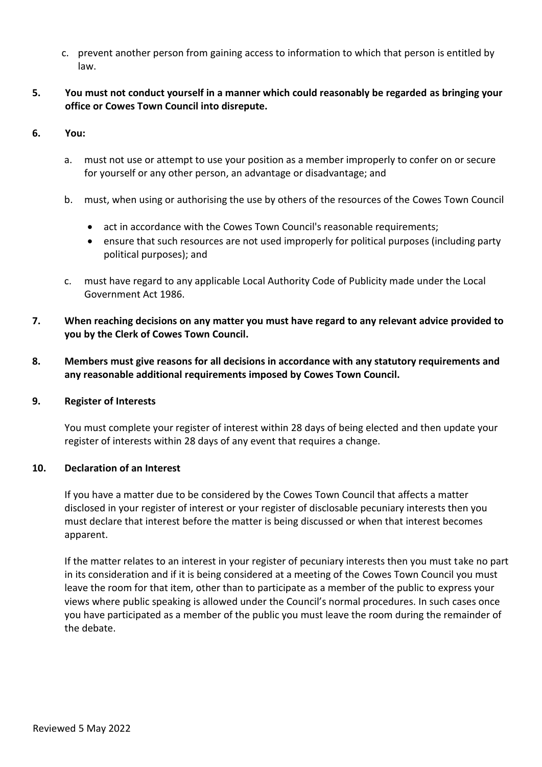c. prevent another person from gaining access to information to which that person is entitled by law.

**5. You must not conduct yourself in a manner which could reasonably be regarded as bringing your office or Cowes Town Council into disrepute.**

**6. You:**

a. must not use or attempt to use your position as a member improperly to confer on or secure for yourself or any other person, an advantage or disadvantage; and

b. must, when using or authorising the use by others of the resources of the Cowes Town Council

- act in accordance with the Cowes Town Council's reasonable requirements;
- ensure that such resources are not used improperly for political purposes (including party political purposes); and

c. must have regard to any applicable Local Authority Code of Publicity made under the Local Government Act 1986.

**7. When reaching decisions on any matter you must have regard to any relevant advice provided to you by the Clerk of Cowes Town Council.**

**8. Members must give reasons for all decisions in accordance with any statutory requirements and any reasonable additional requirements imposed by Cowes Town Council.**

**9. Register of Interests**

You must complete your register of interest within 28 days of being elected and then update your register of interests within 28 days of any event that requires a change.

**10. Declaration of an Interest**

If you have a matter due to be considered by the Cowes Town Council that affects a matter disclosed in your register of interest or your register of disclosable pecuniary interests then you must declare that interest before the matter is being discussed or when that interest becomes apparent.

If the matter relates to an interest in your register of pecuniary interests then you must take no part in its consideration and if it is being considered at a meeting of the Cowes Town Council you must leave the room for that item, other than to participate as a member of the public to express your views where public speaking is allowed under the Council's normal procedures. In such cases once you have participated as a member of the public you must leave the room during the remainder of the debate.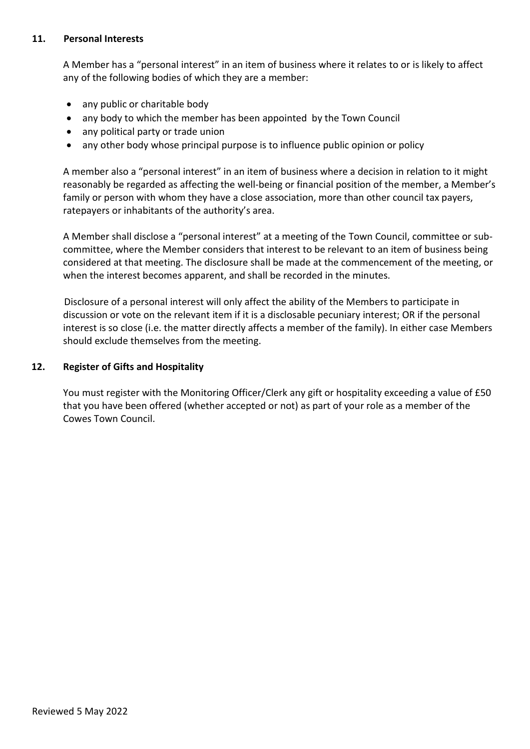## 11. Personal Interests

A Member has a "personal interest" in an item of business where it relates to or is likely to affect any of the following bodies of which they are a member:

- any public or charitable body
- any body to which the member has been appointed by the Town Council
- any political party or trade union
- any other body whose principal purpose is to influence public opinion or policy

A member also a "personal interest" in an item of business where a decision in relation to it might reasonably be regarded as affecting the well-being or financial position of the member, a Member's family or person with whom they have a close association, more than other council tax payers, ratepayers or inhabitants of the authority's area.

A Member shall disclose a "personal interest" at a meeting of the Town Council, committee or sub-committee, where the Member considers that interest to be relevant to an item of business being considered at that meeting. The disclosure shall be made at the commencement of the meeting, or when the interest becomes apparent, and shall be recorded in the minutes.

Disclosure of a personal interest will only affect the ability of the Members to participate in discussion or vote on the relevant item if it is a disclosable pecuniary interest; OR if the personal interest is so close (i.e. the matter directly affects a member of the family). In either case Members should exclude themselves from the meeting.

## 12. Register of Gifts and Hospitality

You must register with the Monitoring Officer/Clerk any gift or hospitality exceeding a value of £50 that you have been offered (whether accepted or not) as part of your role as a member of the Cowes Town Council.

Reviewed 5 May 2022